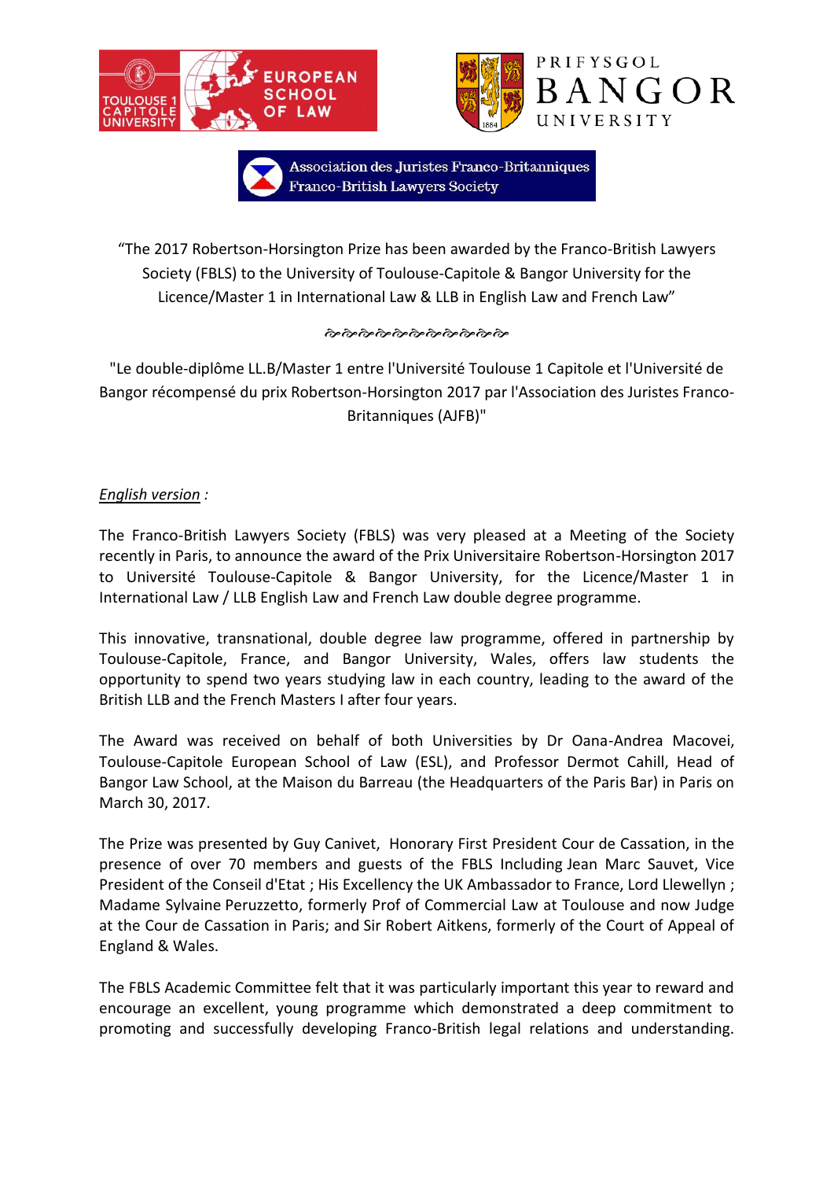TOULOUSE 1 CAPITOLE UNIVERSITY — EUROPEAN SCHOOL OF LAW

PRIFYSGOL BANGOR UNIVERSITY

Association des Juristes Franco-Britanniques
Franco-British Lawyers Society

"The 2017 Robertson-Horsington Prize has been awarded by the Franco-British Lawyers Society (FBLS) to the University of Toulouse-Capitole & Bangor University for the Licence/Master 1 in International Law & LLB in English Law and French Law"

"Le double-diplôme LL.B/Master 1 entre l'Université Toulouse 1 Capitole et l'Université de Bangor récompensé du prix Robertson-Horsington 2017 par l'Association des Juristes Franco-Britanniques (AJFB)"

*English version* :

The Franco-British Lawyers Society (FBLS) was very pleased at a Meeting of the Society recently in Paris, to announce the award of the Prix Universitaire Robertson-Horsington 2017 to Université Toulouse-Capitole & Bangor University, for the Licence/Master 1 in International Law / LLB English Law and French Law double degree programme.

This innovative, transnational, double degree law programme, offered in partnership by Toulouse-Capitole, France, and Bangor University, Wales, offers law students the opportunity to spend two years studying law in each country, leading to the award of the British LLB and the French Masters I after four years.

The Award was received on behalf of both Universities by Dr Oana-Andrea Macovei, Toulouse-Capitole European School of Law (ESL), and Professor Dermot Cahill, Head of Bangor Law School, at the Maison du Barreau (the Headquarters of the Paris Bar) in Paris on March 30, 2017.

The Prize was presented by Guy Canivet, Honorary First President Cour de Cassation, in the presence of over 70 members and guests of the FBLS Including Jean Marc Sauvet, Vice President of the Conseil d'Etat ; His Excellency the UK Ambassador to France, Lord Llewellyn ; Madame Sylvaine Peruzzetto, formerly Prof of Commercial Law at Toulouse and now Judge at the Cour de Cassation in Paris; and Sir Robert Aitkens, formerly of the Court of Appeal of England & Wales.

The FBLS Academic Committee felt that it was particularly important this year to reward and encourage an excellent, young programme which demonstrated a deep commitment to promoting and successfully developing Franco-British legal relations and understanding.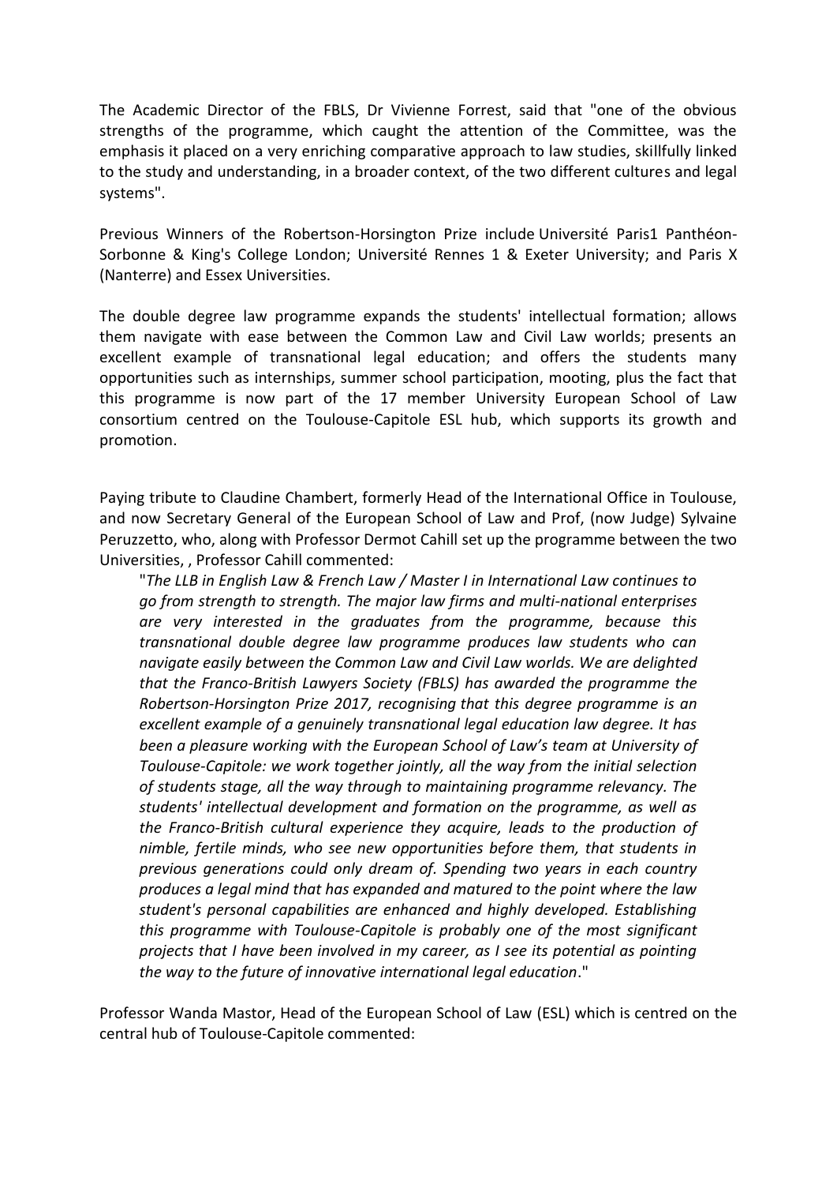The Academic Director of the FBLS, Dr Vivienne Forrest, said that "one of the obvious strengths of the programme, which caught the attention of the Committee, was the emphasis it placed on a very enriching comparative approach to law studies, skillfully linked to the study and understanding, in a broader context, of the two different cultures and legal systems".

Previous Winners of the Robertson-Horsington Prize include Université Paris1 Panthéon-Sorbonne & King's College London; Université Rennes 1 & Exeter University; and Paris X (Nanterre) and Essex Universities.

The double degree law programme expands the students' intellectual formation; allows them navigate with ease between the Common Law and Civil Law worlds; presents an excellent example of transnational legal education; and offers the students many opportunities such as internships, summer school participation, mooting, plus the fact that this programme is now part of the 17 member University European School of Law consortium centred on the Toulouse-Capitole ESL hub, which supports its growth and promotion.

Paying tribute to Claudine Chambert, formerly Head of the International Office in Toulouse, and now Secretary General of the European School of Law and Prof, (now Judge) Sylvaine Peruzzetto, who, along with Professor Dermot Cahill set up the programme between the two Universities, , Professor Cahill commented:

> "*The LLB in English Law & French Law / Master I in International Law continues to go from strength to strength. The major law firms and multi-national enterprises are very interested in the graduates from the programme, because this transnational double degree law programme produces law students who can navigate easily between the Common Law and Civil Law worlds. We are delighted that the Franco-British Lawyers Society (FBLS) has awarded the programme the Robertson-Horsington Prize 2017, recognising that this degree programme is an excellent example of a genuinely transnational legal education law degree. It has been a pleasure working with the European School of Law's team at University of Toulouse-Capitole: we work together jointly, all the way from the initial selection of students stage, all the way through to maintaining programme relevancy. The students' intellectual development and formation on the programme, as well as the Franco-British cultural experience they acquire, leads to the production of nimble, fertile minds, who see new opportunities before them, that students in previous generations could only dream of. Spending two years in each country produces a legal mind that has expanded and matured to the point where the law student's personal capabilities are enhanced and highly developed. Establishing this programme with Toulouse-Capitole is probably one of the most significant projects that I have been involved in my career, as I see its potential as pointing the way to the future of innovative international legal education*."

Professor Wanda Mastor, Head of the European School of Law (ESL) which is centred on the central hub of Toulouse-Capitole commented: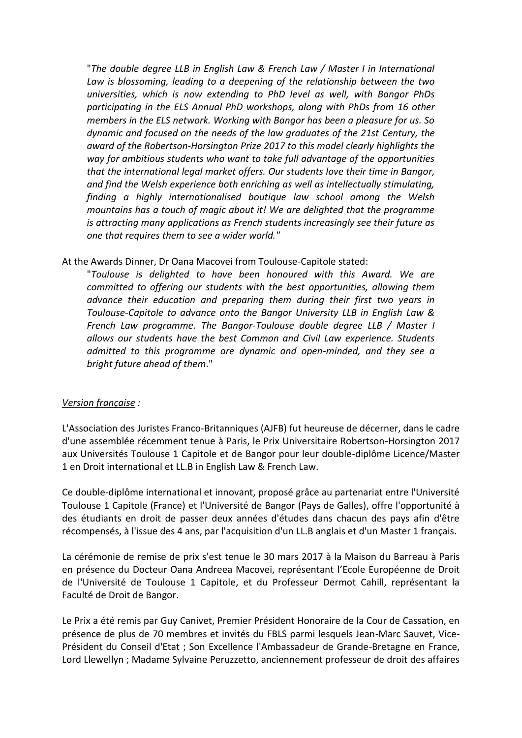"*The double degree LLB in English Law & French Law / Master I in International Law is blossoming, leading to a deepening of the relationship between the two universities, which is now extending to PhD level as well, with Bangor PhDs participating in the ELS Annual PhD workshops, along with PhDs from 16 other members in the ELS network. Working with Bangor has been a pleasure for us. So dynamic and focused on the needs of the law graduates of the 21st Century, the award of the Robertson-Horsington Prize 2017 to this model clearly highlights the way for ambitious students who want to take full advantage of the opportunities that the international legal market offers. Our students love their time in Bangor, and find the Welsh experience both enriching as well as intellectually stimulating, finding a highly internationalised boutique law school among the Welsh mountains has a touch of magic about it! We are delighted that the programme is attracting many applications as French students increasingly see their future as one that requires them to see a wider world.*"

At the Awards Dinner, Dr Oana Macovei from Toulouse-Capitole stated:

"*Toulouse is delighted to have been honoured with this Award. We are committed to offering our students with the best opportunities, allowing them advance their education and preparing them during their first two years in Toulouse-Capitole to advance onto the Bangor University LLB in English Law & French Law programme. The Bangor-Toulouse double degree LLB / Master I allows our students have the best Common and Civil Law experience. Students admitted to this programme are dynamic and open-minded, and they see a bright future ahead of them*."

*Version française :*

L'Association des Juristes Franco-Britanniques (AJFB) fut heureuse de décerner, dans le cadre d'une assemblée récemment tenue à Paris, le Prix Universitaire Robertson-Horsington 2017 aux Universités Toulouse 1 Capitole et de Bangor pour leur double-diplôme Licence/Master 1 en Droit international et LL.B in English Law & French Law.

Ce double-diplôme international et innovant, proposé grâce au partenariat entre l'Université Toulouse 1 Capitole (France) et l'Université de Bangor (Pays de Galles), offre l'opportunité à des étudiants en droit de passer deux années d'études dans chacun des pays afin d'être récompensés, à l'issue des 4 ans, par l'acquisition d'un LL.B anglais et d'un Master 1 français.

La cérémonie de remise de prix s'est tenue le 30 mars 2017 à la Maison du Barreau à Paris en présence du Docteur Oana Andreea Macovei, représentant l'Ecole Européenne de Droit de l'Université de Toulouse 1 Capitole, et du Professeur Dermot Cahill, représentant la Faculté de Droit de Bangor.

Le Prix a été remis par Guy Canivet, Premier Président Honoraire de la Cour de Cassation, en présence de plus de 70 membres et invités du FBLS parmi lesquels Jean-Marc Sauvet, Vice-Président du Conseil d'Etat ; Son Excellence l'Ambassadeur de Grande-Bretagne en France, Lord Llewellyn ; Madame Sylvaine Peruzzetto, anciennement professeur de droit des affaires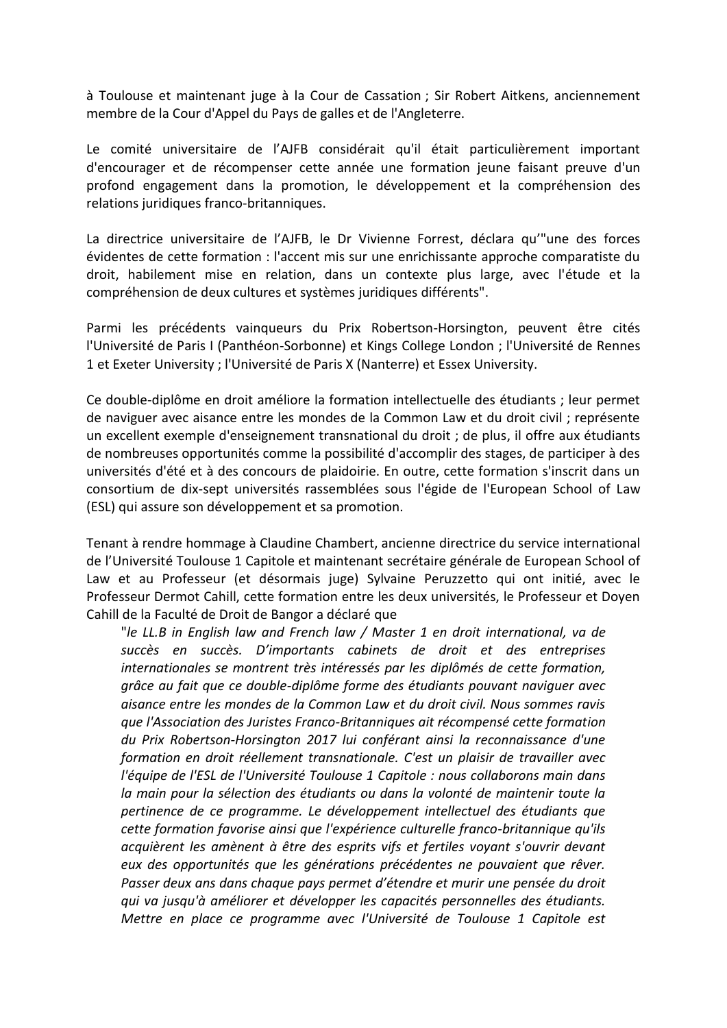à Toulouse et maintenant juge à la Cour de Cassation ; Sir Robert Aitkens, anciennement membre de la Cour d'Appel du Pays de galles et de l'Angleterre.

Le comité universitaire de l'AJFB considérait qu'il était particulièrement important d'encourager et de récompenser cette année une formation jeune faisant preuve d'un profond engagement dans la promotion, le développement et la compréhension des relations juridiques franco-britanniques.

La directrice universitaire de l'AJFB, le Dr Vivienne Forrest, déclara qu'"une des forces évidentes de cette formation : l'accent mis sur une enrichissante approche comparatiste du droit, habilement mise en relation, dans un contexte plus large, avec l'étude et la compréhension de deux cultures et systèmes juridiques différents".

Parmi les précédents vainqueurs du Prix Robertson-Horsington, peuvent être cités l'Université de Paris I (Panthéon-Sorbonne) et Kings College London ; l'Université de Rennes 1 et Exeter University ; l'Université de Paris X (Nanterre) et Essex University.

Ce double-diplôme en droit améliore la formation intellectuelle des étudiants ; leur permet de naviguer avec aisance entre les mondes de la Common Law et du droit civil ; représente un excellent exemple d'enseignement transnational du droit ; de plus, il offre aux étudiants de nombreuses opportunités comme la possibilité d'accomplir des stages, de participer à des universités d'été et à des concours de plaidoirie. En outre, cette formation s'inscrit dans un consortium de dix-sept universités rassemblées sous l'égide de l'European School of Law (ESL) qui assure son développement et sa promotion.

Tenant à rendre hommage à Claudine Chambert, ancienne directrice du service international de l'Université Toulouse 1 Capitole et maintenant secrétaire générale de European School of Law et au Professeur (et désormais juge) Sylvaine Peruzzetto qui ont initié, avec le Professeur Dermot Cahill, cette formation entre les deux universités, le Professeur et Doyen Cahill de la Faculté de Droit de Bangor a déclaré que

> *"le LL.B in English law and French law / Master 1 en droit international, va de succès en succès. D'importants cabinets de droit et des entreprises internationales se montrent très intéressés par les diplômés de cette formation, grâce au fait que ce double-diplôme forme des étudiants pouvant naviguer avec aisance entre les mondes de la Common Law et du droit civil. Nous sommes ravis que l'Association des Juristes Franco-Britanniques ait récompensé cette formation du Prix Robertson-Horsington 2017 lui conférant ainsi la reconnaissance d'une formation en droit réellement transnationale. C'est un plaisir de travailler avec l'équipe de l'ESL de l'Université Toulouse 1 Capitole : nous collaborons main dans la main pour la sélection des étudiants ou dans la volonté de maintenir toute la pertinence de ce programme. Le développement intellectuel des étudiants que cette formation favorise ainsi que l'expérience culturelle franco-britannique qu'ils acquièrent les amènent à être des esprits vifs et fertiles voyant s'ouvrir devant eux des opportunités que les générations précédentes ne pouvaient que rêver. Passer deux ans dans chaque pays permet d'étendre et murir une pensée du droit qui va jusqu'à améliorer et développer les capacités personnelles des étudiants. Mettre en place ce programme avec l'Université de Toulouse 1 Capitole est*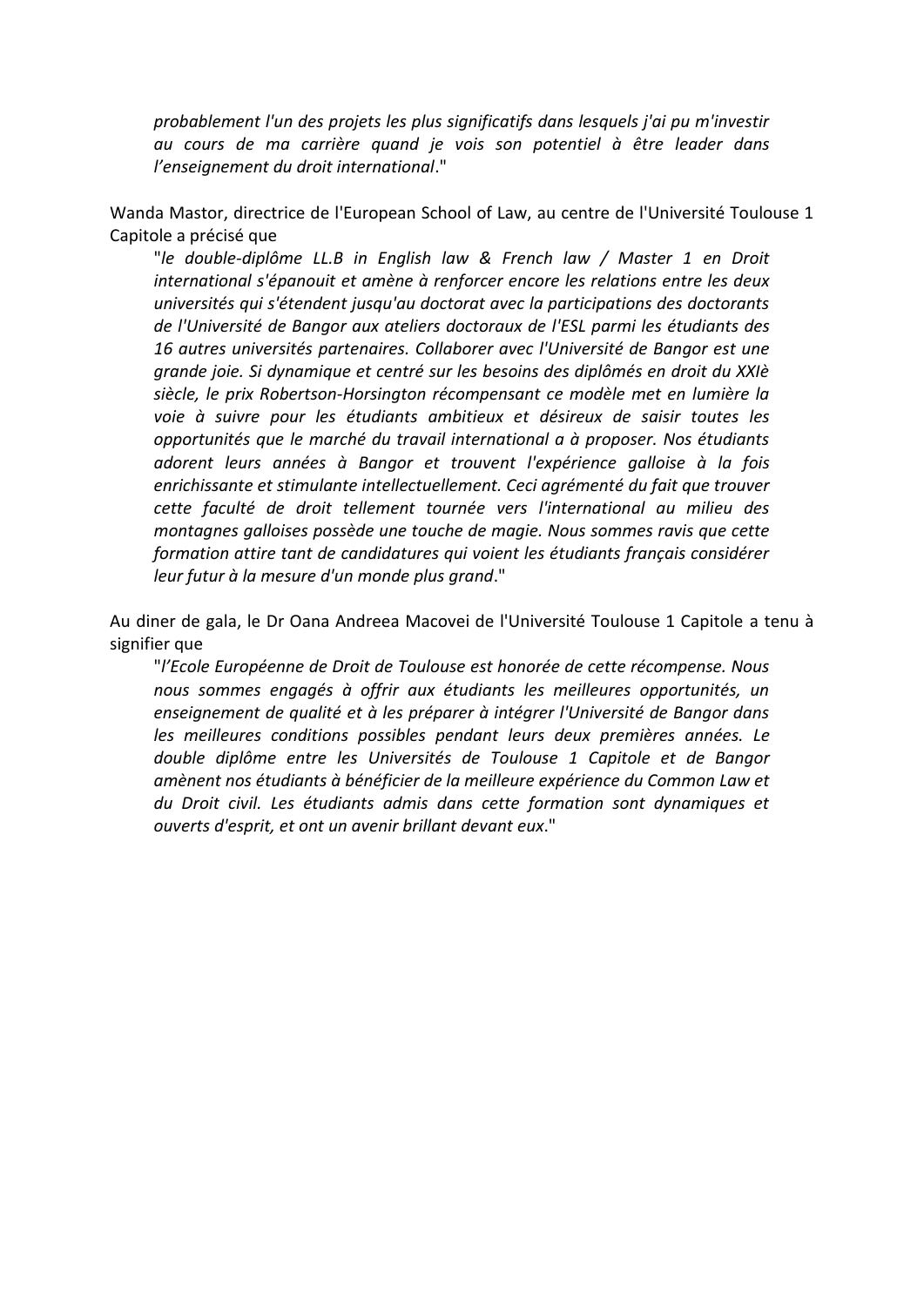> *probablement l'un des projets les plus significatifs dans lesquels j'ai pu m'investir au cours de ma carrière quand je vois son potentiel à être leader dans l'enseignement du droit international*."

Wanda Mastor, directrice de l'European School of Law, au centre de l'Université Toulouse 1 Capitole a précisé que

> "*le double-diplôme LL.B in English law & French law / Master 1 en Droit international s'épanouit et amène à renforcer encore les relations entre les deux universités qui s'étendent jusqu'au doctorat avec la participations des doctorants de l'Université de Bangor aux ateliers doctoraux de l'ESL parmi les étudiants des 16 autres universités partenaires. Collaborer avec l'Université de Bangor est une grande joie. Si dynamique et centré sur les besoins des diplômés en droit du XXIè siècle, le prix Robertson-Horsington récompensant ce modèle met en lumière la voie à suivre pour les étudiants ambitieux et désireux de saisir toutes les opportunités que le marché du travail international a à proposer. Nos étudiants adorent leurs années à Bangor et trouvent l'expérience galloise à la fois enrichissante et stimulante intellectuellement. Ceci agrémenté du fait que trouver cette faculté de droit tellement tournée vers l'international au milieu des montagnes galloises possède une touche de magie. Nous sommes ravis que cette formation attire tant de candidatures qui voient les étudiants français considérer leur futur à la mesure d'un monde plus grand*."

Au diner de gala, le Dr Oana Andreea Macovei de l'Université Toulouse 1 Capitole a tenu à signifier que

> "*l'Ecole Européenne de Droit de Toulouse est honorée de cette récompense. Nous nous sommes engagés à offrir aux étudiants les meilleures opportunités, un enseignement de qualité et à les préparer à intégrer l'Université de Bangor dans les meilleures conditions possibles pendant leurs deux premières années. Le double diplôme entre les Universités de Toulouse 1 Capitole et de Bangor amènent nos étudiants à bénéficier de la meilleure expérience du Common Law et du Droit civil. Les étudiants admis dans cette formation sont dynamiques et ouverts d'esprit, et ont un avenir brillant devant eux*."